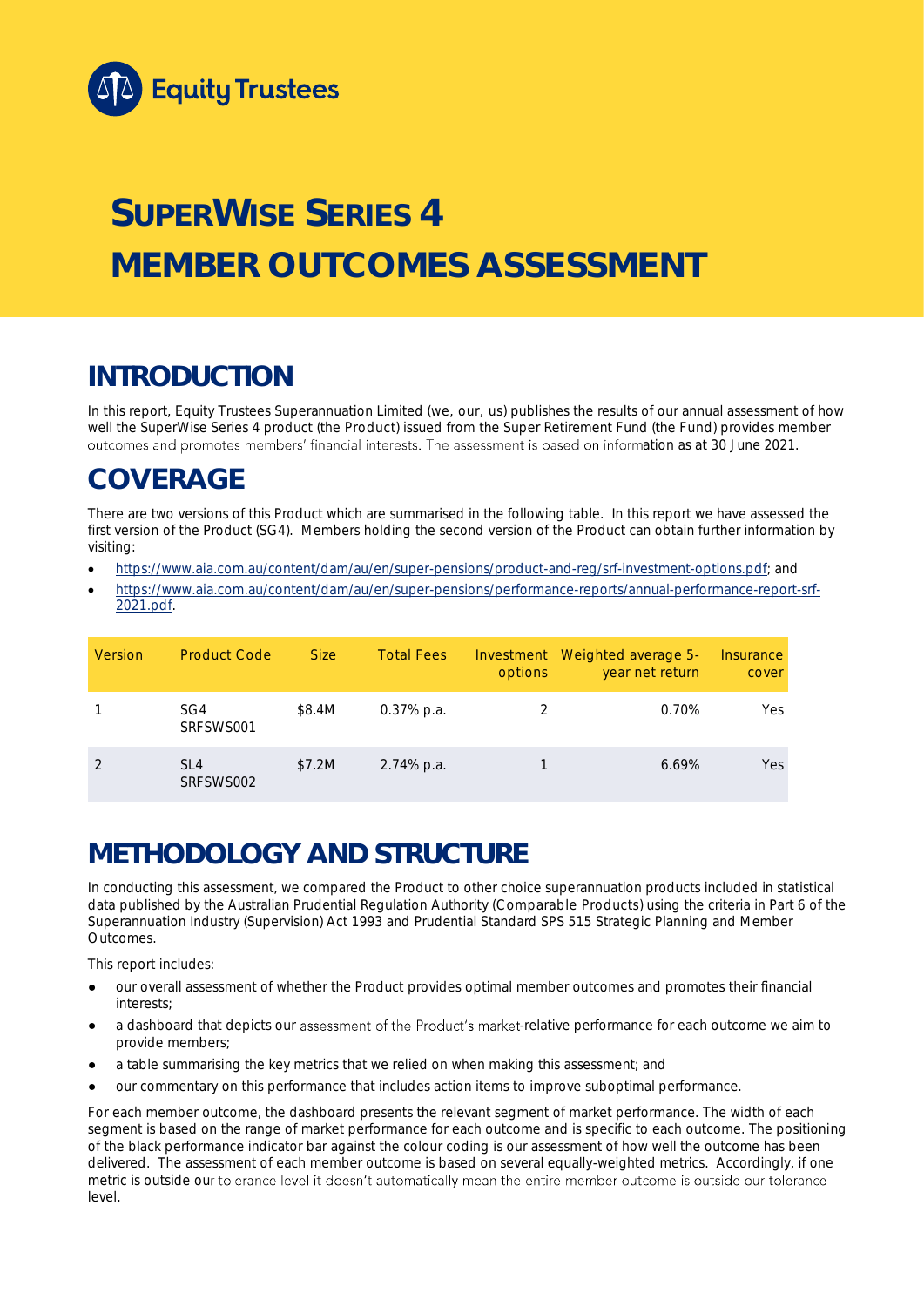Equity Trustees

# SUPERWISE SERIES 4 MEMBER OUTCOMES ASSESSMENT

## INTRODUCTION

In this report, Equity Trustees Superannuation Limited (we, our, us) publishes the results of our annual assessment of how well the SuperWise Series 4 product (the Product) issued from the Super Retirement Fund (the Fund) provides member outcomes and promotes members' financial interests. The assessment is based on information as at 30 June 2021.

## COVERAGE

There are two versions of this Product which are summarised in the following table. In this report we have assessed the first version of the Product (SG4). Members holding the second version of the Product can obtain further information by visiting:

- https://www.aia.com.au/content/dam/au/en/super-pensions/product-and-reg/srf-investment-options.pdf; and
- https://www.aia.com.au/content/dam/au/en/super-pensions/performance-reports/annual-performance-report-srf-2021.pdf.

| Version | Product Code | Size | Total Fees | Investment options | Weighted average 5-year net return | Insurance cover |
|---|---|---|---|---|---|---|
| 1 | SG4 SRFSWS001 | $8.4M | 0.37% p.a. | 2 | 0.70% | Yes |
| 2 | SL4 SRFSWS002 | $7.2M | 2.74% p.a. | 1 | 6.69% | Yes |

## METHODOLOGY AND STRUCTURE

In conducting this assessment, we compared the Product to other choice superannuation products included in statistical data published by the Australian Prudential Regulation Authority (Comparable Products) using the criteria in Part 6 of the Superannuation Industry (Supervision) Act 1993 and Prudential Standard SPS 515 Strategic Planning and Member Outcomes.

This report includes:

- our overall assessment of whether the Product provides optimal member outcomes and promotes their financial interests;
- a dashboard that depicts our assessment of the Product's market-relative performance for each outcome we aim to provide members;
- a table summarising the key metrics that we relied on when making this assessment; and
- our commentary on this performance that includes action items to improve suboptimal performance.

For each member outcome, the dashboard presents the relevant segment of market performance. The width of each segment is based on the range of market performance for each outcome and is specific to each outcome. The positioning of the black performance indicator bar against the colour coding is our assessment of how well the outcome has been delivered. The assessment of each member outcome is based on several equally-weighted metrics. Accordingly, if one metric is outside our tolerance level it doesn't automatically mean the entire member outcome is outside our tolerance level.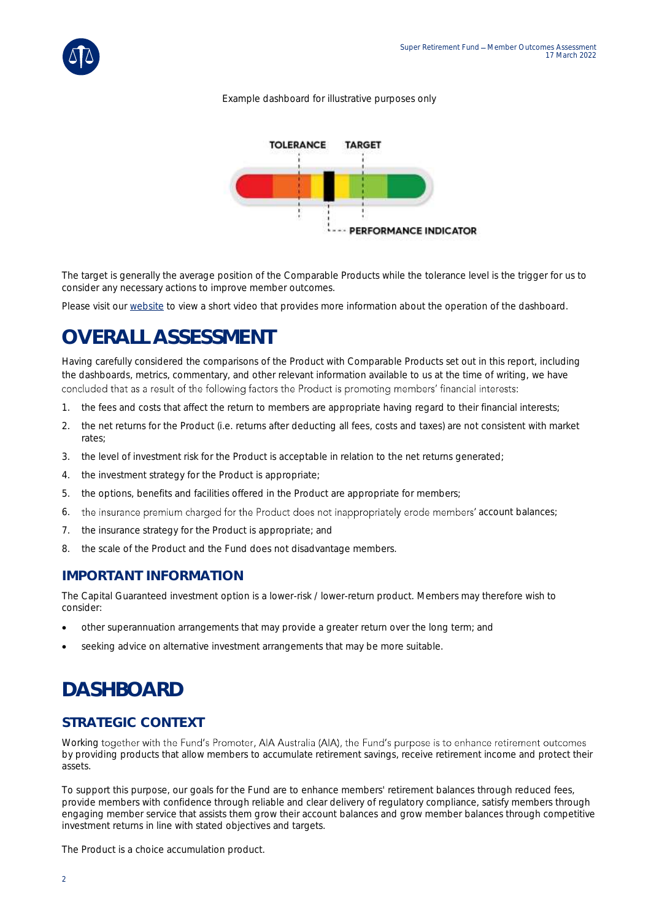Example dashboard for illustrative purposes only

TOLERANCE TARGET

PERFORMANCE INDICATOR

The target is generally the average position of the Comparable Products while the tolerance level is the trigger for us to consider any necessary actions to improve member outcomes.

Please visit our website to view a short video that provides more information about the operation of the dashboard.

# OVERALL ASSESSMENT

Having carefully considered the comparisons of the Product with Comparable Products set out in this report, including the dashboards, metrics, commentary, and other relevant information available to us at the time of writing, we have concluded that as a result of the following factors the Product is promoting members' financial interests:

1. the fees and costs that affect the return to members are appropriate having regard to their financial interests;
2. the net returns for the Product (i.e. returns after deducting all fees, costs and taxes) are not consistent with market rates;
3. the level of investment risk for the Product is acceptable in relation to the net returns generated;
4. the investment strategy for the Product is appropriate;
5. the options, benefits and facilities offered in the Product are appropriate for members;
6. the insurance premium charged for the Product does not inappropriately erode members' account balances;
7. the insurance strategy for the Product is appropriate; and
8. the scale of the Product and the Fund does not disadvantage members.

## IMPORTANT INFORMATION

The Capital Guaranteed investment option is a lower-risk / lower-return product. Members may therefore wish to consider:

- other superannuation arrangements that may provide a greater return over the long term; and
- seeking advice on alternative investment arrangements that may be more suitable.

# DASHBOARD

## STRATEGIC CONTEXT

Working together with the Fund's Promoter, AIA Australia (AIA), the Fund's purpose is to enhance retirement outcomes by providing products that allow members to accumulate retirement savings, receive retirement income and protect their assets.

To support this purpose, our goals for the Fund are to enhance members' retirement balances through reduced fees, provide members with confidence through reliable and clear delivery of regulatory compliance, satisfy members through engaging member service that assists them grow their account balances and grow member balances through competitive investment returns in line with stated objectives and targets.

The Product is a choice accumulation product.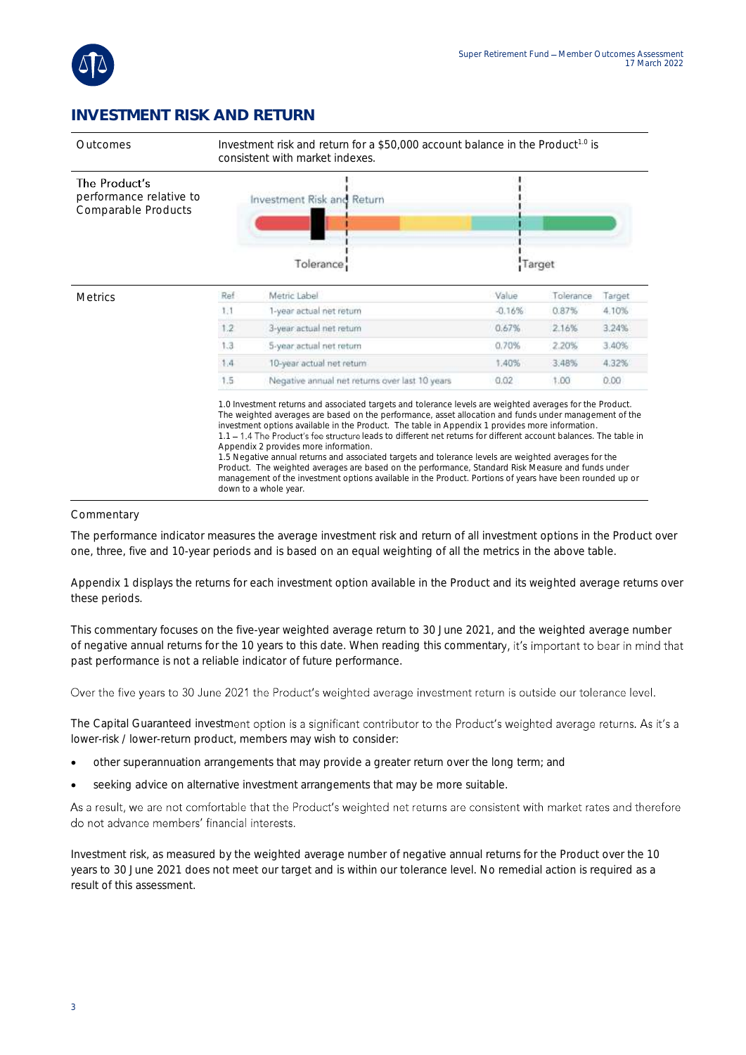## INVESTMENT RISK AND RETURN

| | |
|---|---|
| Outcomes | Investment risk and return for a $50,000 account balance in the Product[1.0] is consistent with market indexes. |
| The Product's performance relative to Comparable Products | Investment Risk and Return — Tolerance — Target |

**Metrics**

| Ref | Metric Label | Value | Tolerance | Target |
|---|---|---|---|---|
| 1.1 | 1-year actual net return | -0.16% | 0.87% | 4.10% |
| 1.2 | 3-year actual net return | 0.67% | 2.16% | 3.24% |
| 1.3 | 5-year actual net return | 0.70% | 2.20% | 3.40% |
| 1.4 | 10-year actual net return | 1.40% | 3.48% | 4.32% |
| 1.5 | Negative annual net returns over last 10 years | 0.02 | 1.00 | 0.00 |

1.0 Investment returns and associated targets and tolerance levels are weighted averages for the Product. The weighted averages are based on the performance, asset allocation and funds under management of the investment options available in the Product. The table in Appendix 1 provides more information.
1.1 – 1.4 The Product's fee structure leads to different net returns for different account balances. The table in Appendix 2 provides more information.
1.5 Negative annual returns and associated targets and tolerance levels are weighted averages for the Product. The weighted averages are based on the performance, Standard Risk Measure and funds under management of the investment options available in the Product. Portions of years have been rounded up or down to a whole year.

### Commentary

The performance indicator measures the average investment risk and return of all investment options in the Product over one, three, five and 10-year periods and is based on an equal weighting of all the metrics in the above table.

Appendix 1 displays the returns for each investment option available in the Product and its weighted average returns over these periods.

This commentary focuses on the five-year weighted average return to 30 June 2021, and the weighted average number of negative annual returns for the 10 years to this date. When reading this commentary, it's important to bear in mind that past performance is not a reliable indicator of future performance.

Over the five years to 30 June 2021 the Product's weighted average investment return is outside our tolerance level.

The Capital Guaranteed investment option is a significant contributor to the Product's weighted average returns. As it's a lower-risk / lower-return product, members may wish to consider:

- other superannuation arrangements that may provide a greater return over the long term; and
- seeking advice on alternative investment arrangements that may be more suitable.

As a result, we are not comfortable that the Product's weighted net returns are consistent with market rates and therefore do not advance members' financial interests.

Investment risk, as measured by the weighted average number of negative annual returns for the Product over the 10 years to 30 June 2021 does not meet our target and is within our tolerance level. No remedial action is required as a result of this assessment.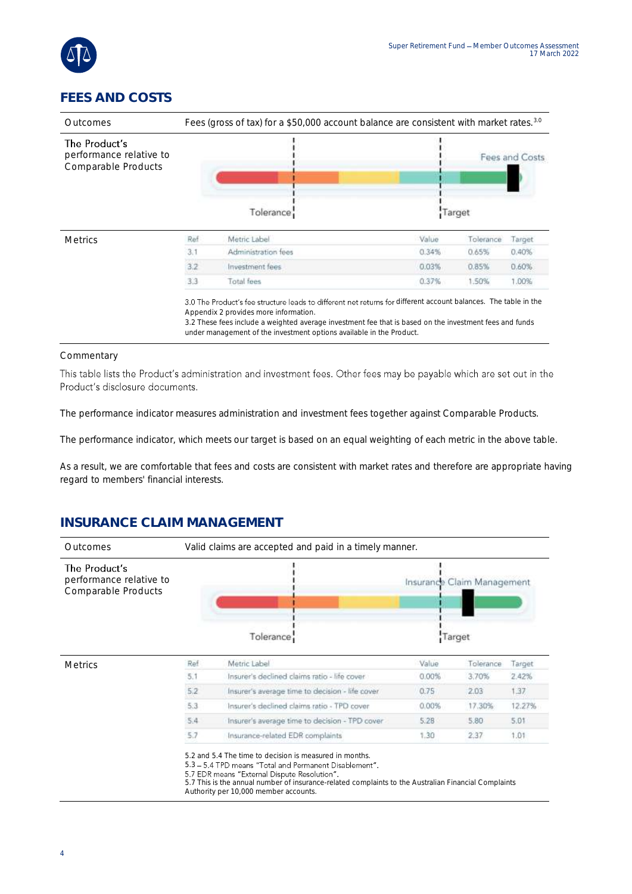## FEES AND COSTS

| Outcomes | Fees (gross of tax) for a $50,000 account balance are consistent with market rates.[3.0] |
|---|---|
| The Product's performance relative to Comparable Products | Fees and Costs — Tolerance — Target |

**Metrics**

| Ref | Metric Label | Value | Tolerance | Target |
|---|---|---|---|---|
| 3.1 | Administration fees | 0.34% | 0.65% | 0.40% |
| 3.2 | Investment fees | 0.03% | 0.85% | 0.60% |
| 3.3 | Total fees | 0.37% | 1.50% | 1.00% |

3.0 The Product's fee structure leads to different net returns for different account balances. The table in the Appendix 2 provides more information.
3.2 These fees include a weighted average investment fee that is based on the investment fees and funds under management of the investment options available in the Product.

### Commentary

This table lists the Product's administration and investment fees. Other fees may be payable which are set out in the Product's disclosure documents.

The performance indicator measures administration and investment fees together against Comparable Products.

The performance indicator, which meets our target is based on an equal weighting of each metric in the above table.

As a result, we are comfortable that fees and costs are consistent with market rates and therefore are appropriate having regard to members' financial interests.

## INSURANCE CLAIM MANAGEMENT

| Outcomes | Valid claims are accepted and paid in a timely manner. |
|---|---|
| The Product's performance relative to Comparable Products | Insurance Claim Management — Tolerance — Target |

**Metrics**

| Ref | Metric Label | Value | Tolerance | Target |
|---|---|---|---|---|
| 5.1 | Insurer's declined claims ratio - life cover | 0.00% | 3.70% | 2.42% |
| 5.2 | Insurer's average time to decision - life cover | 0.75 | 2.03 | 1.37 |
| 5.3 | Insurer's declined claims ratio - TPD cover | 0.00% | 17.30% | 12.27% |
| 5.4 | Insurer's average time to decision - TPD cover | 5.28 | 5.80 | 5.01 |
| 5.7 | Insurance-related EDR complaints | 1.30 | 2.37 | 1.01 |

5.2 and 5.4 The time to decision is measured in months.
5.3 – 5.4 TPD means "Total and Permanent Disablement".
5.7 EDR means "External Dispute Resolution".
5.7 This is the annual number of insurance-related complaints to the Australian Financial Complaints Authority per 10,000 member accounts.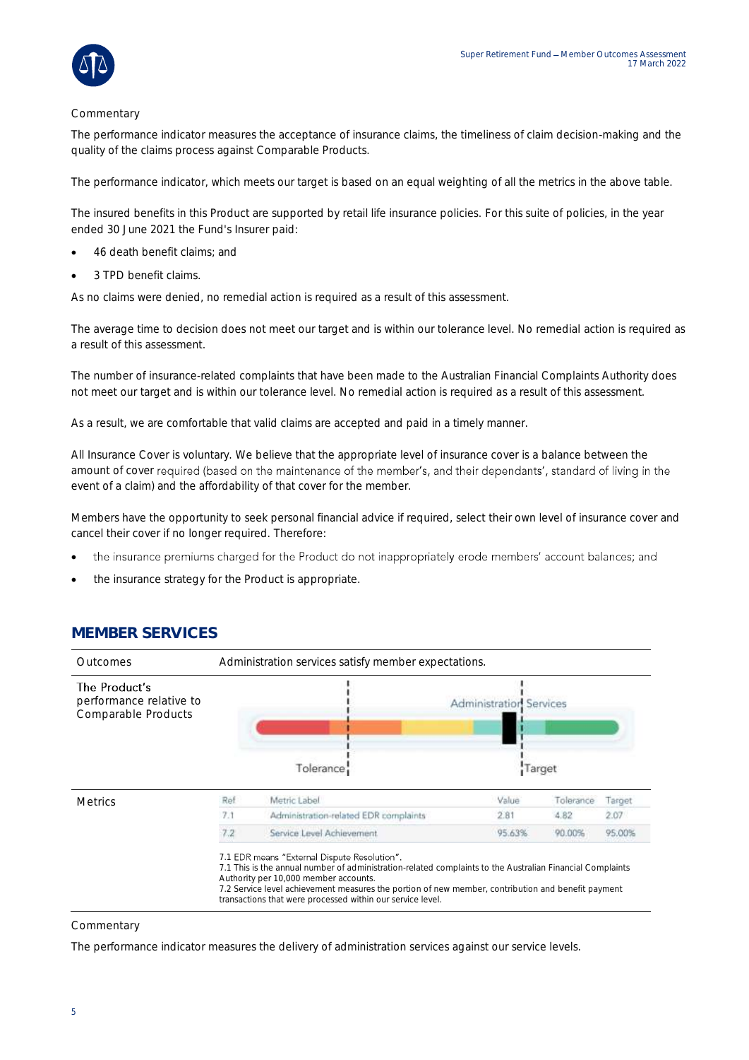Commentary

The performance indicator measures the acceptance of insurance claims, the timeliness of claim decision-making and the quality of the claims process against Comparable Products.

The performance indicator, which meets our target is based on an equal weighting of all the metrics in the above table.

The insured benefits in this Product are supported by retail life insurance policies. For this suite of policies, in the year ended 30 June 2021 the Fund's Insurer paid:

- 46 death benefit claims; and
- 3 TPD benefit claims.

As no claims were denied, no remedial action is required as a result of this assessment.

The average time to decision does not meet our target and is within our tolerance level. No remedial action is required as a result of this assessment.

The number of insurance-related complaints that have been made to the Australian Financial Complaints Authority does not meet our target and is within our tolerance level. No remedial action is required as a result of this assessment.

As a result, we are comfortable that valid claims are accepted and paid in a timely manner.

All Insurance Cover is voluntary. We believe that the appropriate level of insurance cover is a balance between the amount of cover required (based on the maintenance of the member's, and their dependants', standard of living in the event of a claim) and the affordability of that cover for the member.

Members have the opportunity to seek personal financial advice if required, select their own level of insurance cover and cancel their cover if no longer required. Therefore:

- the insurance premiums charged for the Product do not inappropriately erode members' account balances; and
- the insurance strategy for the Product is appropriate.

## MEMBER SERVICES

**Outcomes**: Administration services satisfy member expectations.

**The Product's performance relative to Comparable Products**: Administration Services (Tolerance / Target)

**Metrics**

| Ref | Metric Label | Value | Tolerance | Target |
|---|---|---|---|---|
| 7.1 | Administration-related EDR complaints | 2.81 | 4.82 | 2.07 |
| 7.2 | Service Level Achievement | 95.63% | 90.00% | 95.00% |

7.1 EDR means "External Dispute Resolution".
7.1 This is the annual number of administration-related complaints to the Australian Financial Complaints Authority per 10,000 member accounts.
7.2 Service level achievement measures the portion of new member, contribution and benefit payment transactions that were processed within our service level.

Commentary

The performance indicator measures the delivery of administration services against our service levels.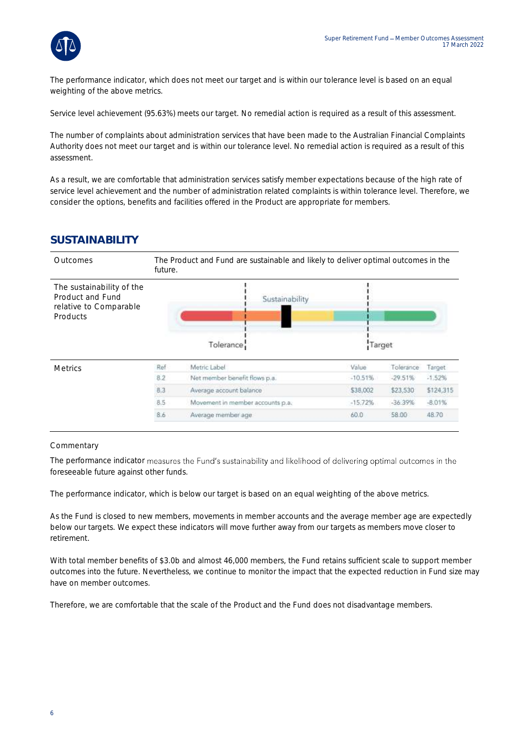The performance indicator, which does not meet our target and is within our tolerance level is based on an equal weighting of the above metrics.

Service level achievement (95.63%) meets our target. No remedial action is required as a result of this assessment.

The number of complaints about administration services that have been made to the Australian Financial Complaints Authority does not meet our target and is within our tolerance level. No remedial action is required as a result of this assessment.

As a result, we are comfortable that administration services satisfy member expectations because of the high rate of service level achievement and the number of administration related complaints is within tolerance level. Therefore, we consider the options, benefits and facilities offered in the Product are appropriate for members.

## SUSTAINABILITY

| Outcomes | The Product and Fund are sustainable and likely to deliver optimal outcomes in the future. |
|---|---|
| The sustainability of the Product and Fund relative to Comparable Products | Sustainability (Tolerance / Target) |

**Metrics**

| Ref | Metric Label | Value | Tolerance | Target |
|---|---|---|---|---|
| 8.2 | Net member benefit flows p.a. | -10.51% | -29.51% | -1.52% |
| 8.3 | Average account balance | $38,002 | $23,530 | $124,315 |
| 8.5 | Movement in member accounts p.a. | -15.72% | -36.39% | -8.01% |
| 8.6 | Average member age | 60.0 | 58.00 | 48.70 |

Commentary

The performance indicator measures the Fund's sustainability and likelihood of delivering optimal outcomes in the foreseeable future against other funds.

The performance indicator, which is below our target is based on an equal weighting of the above metrics.

As the Fund is closed to new members, movements in member accounts and the average member age are expectedly below our targets. We expect these indicators will move further away from our targets as members move closer to retirement.

With total member benefits of $3.0b and almost 46,000 members, the Fund retains sufficient scale to support member outcomes into the future. Nevertheless, we continue to monitor the impact that the expected reduction in Fund size may have on member outcomes.

Therefore, we are comfortable that the scale of the Product and the Fund does not disadvantage members.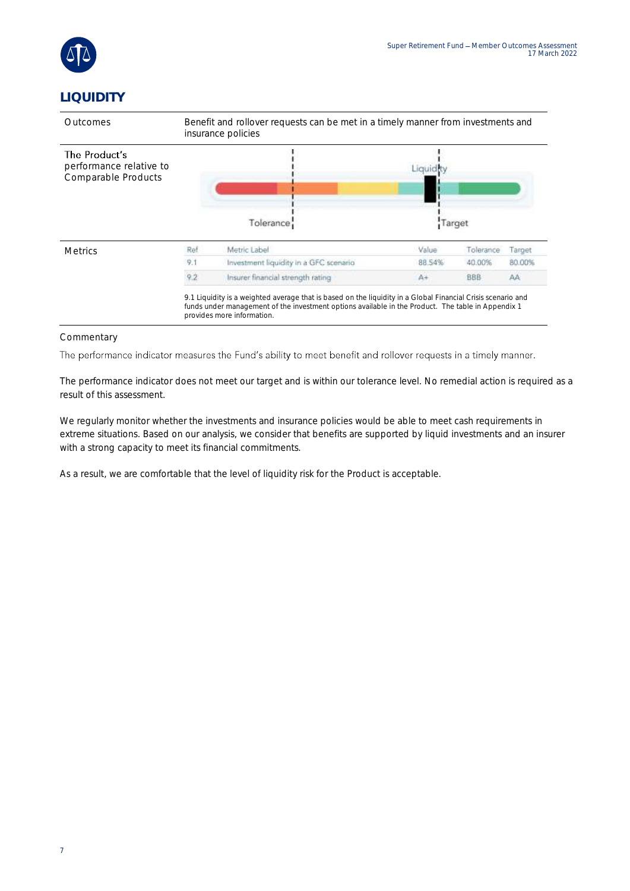# LIQUIDITY

| | |
|---|---|
| Outcomes | Benefit and rollover requests can be met in a timely manner from investments and insurance policies |
| The Product's performance relative to Comparable Products | Tolerance / Liquidity / Target |

**Metrics**

| Ref | Metric Label | Value | Tolerance | Target |
|---|---|---|---|---|
| 9.1 | Investment liquidity in a GFC scenario | 88.54% | 40.00% | 80.00% |
| 9.2 | Insurer financial strength rating | A+ | BBB | AA |

9.1 Liquidity is a weighted average that is based on the liquidity in a Global Financial Crisis scenario and funds under management of the investment options available in the Product. The table in Appendix 1 provides more information.

## Commentary

The performance indicator measures the Fund's ability to meet benefit and rollover requests in a timely manner.

The performance indicator does not meet our target and is within our tolerance level. No remedial action is required as a result of this assessment.

We regularly monitor whether the investments and insurance policies would be able to meet cash requirements in extreme situations. Based on our analysis, we consider that benefits are supported by liquid investments and an insurer with a strong capacity to meet its financial commitments.

As a result, we are comfortable that the level of liquidity risk for the Product is acceptable.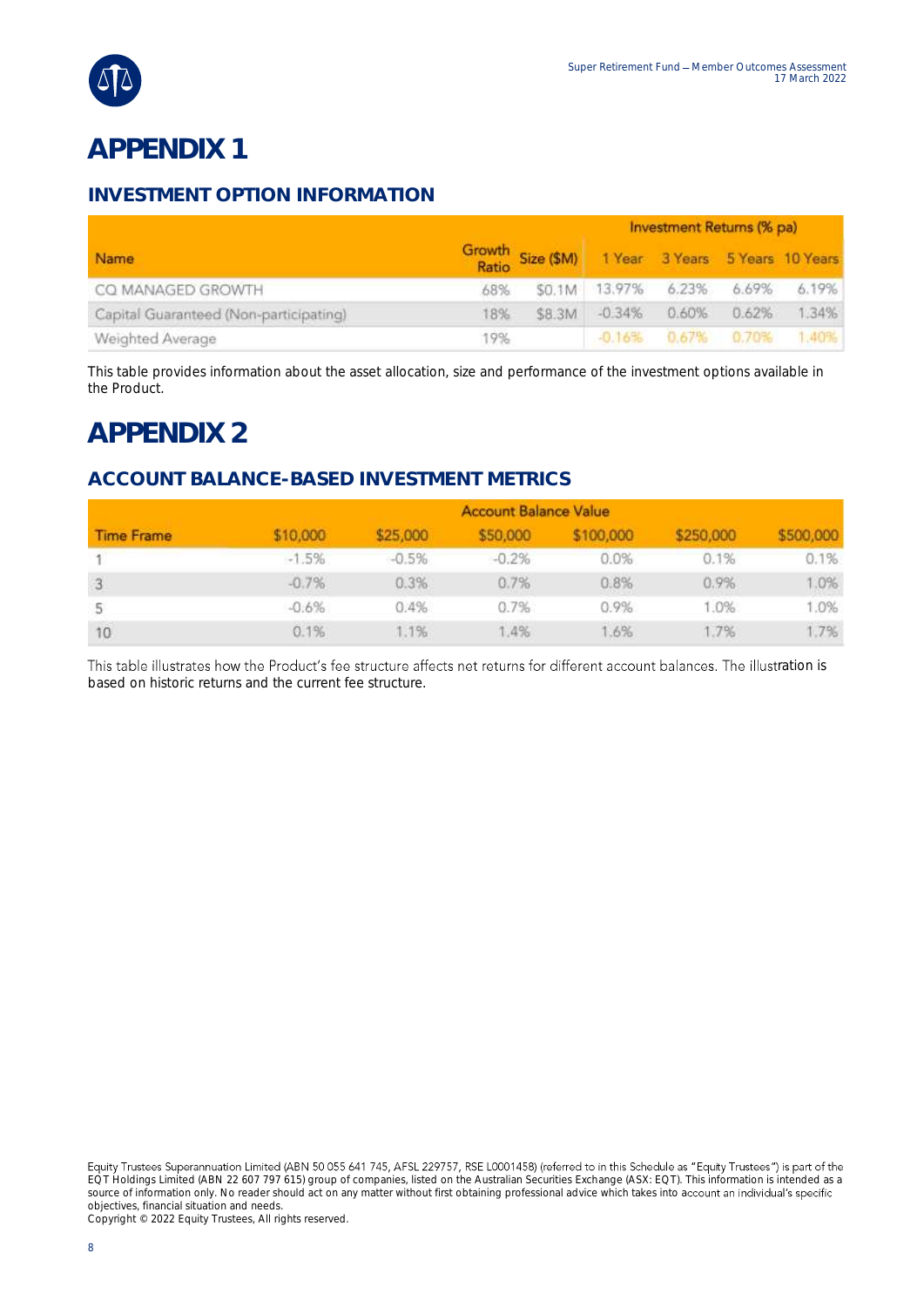# APPENDIX 1

## INVESTMENT OPTION INFORMATION

| Name | Growth Ratio | Size ($M) | Investment Returns (% pa) | | | |
|---|---|---|---|---|---|---|
| | | | 1 Year | 3 Years | 5 Years | 10 Years |
| CQ MANAGED GROWTH | 68% | $0.1M | 13.97% | 6.23% | 6.69% | 6.19% |
| Capital Guaranteed (Non-participating) | 18% | $8.3M | -0.34% | 0.60% | 0.62% | 1.34% |
| Weighted Average | 19% | | -0.16% | 0.67% | 0.70% | 1.40% |

This table provides information about the asset allocation, size and performance of the investment options available in the Product.

# APPENDIX 2

## ACCOUNT BALANCE-BASED INVESTMENT METRICS

| Time Frame | Account Balance Value | | | | | |
|---|---|---|---|---|---|---|
| | $10,000 | $25,000 | $50,000 | $100,000 | $250,000 | $500,000 |
| 1 | -1.5% | -0.5% | -0.2% | 0.0% | 0.1% | 0.1% |
| 3 | -0.7% | 0.3% | 0.7% | 0.8% | 0.9% | 1.0% |
| 5 | -0.6% | 0.4% | 0.7% | 0.9% | 1.0% | 1.0% |
| 10 | 0.1% | 1.1% | 1.4% | 1.6% | 1.7% | 1.7% |

This table illustrates how the Product's fee structure affects net returns for different account balances. The illustration is based on historic returns and the current fee structure.

Equity Trustees Superannuation Limited (ABN 50 055 641 745, AFSL 229757, RSE L0001458) (referred to in this Schedule as "Equity Trustees") is part of the EQT Holdings Limited (ABN 22 607 797 615) group of companies, listed on the Australian Securities Exchange (ASX: EQT). This information is intended as a source of information only. No reader should act on any matter without first obtaining professional advice which takes into account an individual's specific objectives, financial situation and needs.
Copyright © 2022 Equity Trustees, All rights reserved.